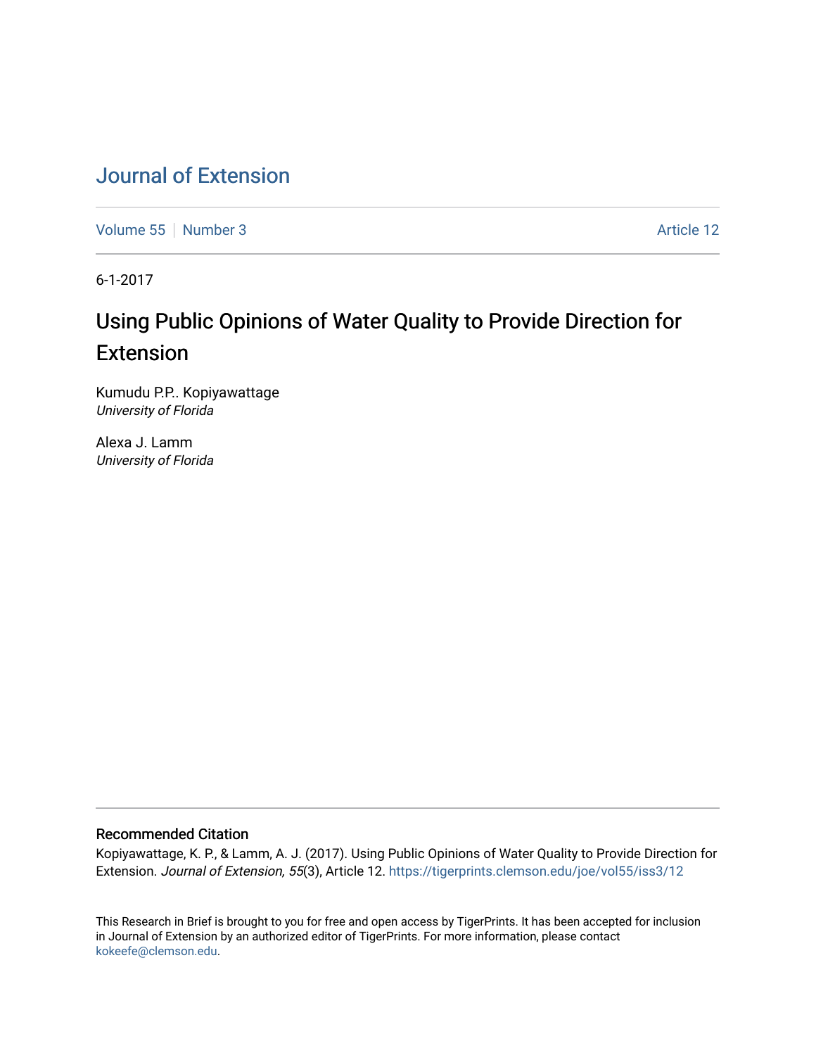# Journal of Extension

Volume 55 | Number 3 | Article 12

6-1-2017

# Using Public Opinions of Water Quality to Provide Direction for Extension

Kumudu P.P.. Kopiyawattage
*University of Florida*

Alexa J. Lamm
*University of Florida*

## Recommended Citation

Kopiyawattage, K. P., & Lamm, A. J. (2017). Using Public Opinions of Water Quality to Provide Direction for Extension. *Journal of Extension, 55*(3), Article 12. https://tigerprints.clemson.edu/joe/vol55/iss3/12

This Research in Brief is brought to you for free and open access by TigerPrints. It has been accepted for inclusion in Journal of Extension by an authorized editor of TigerPrints. For more information, please contact kokeefe@clemson.edu.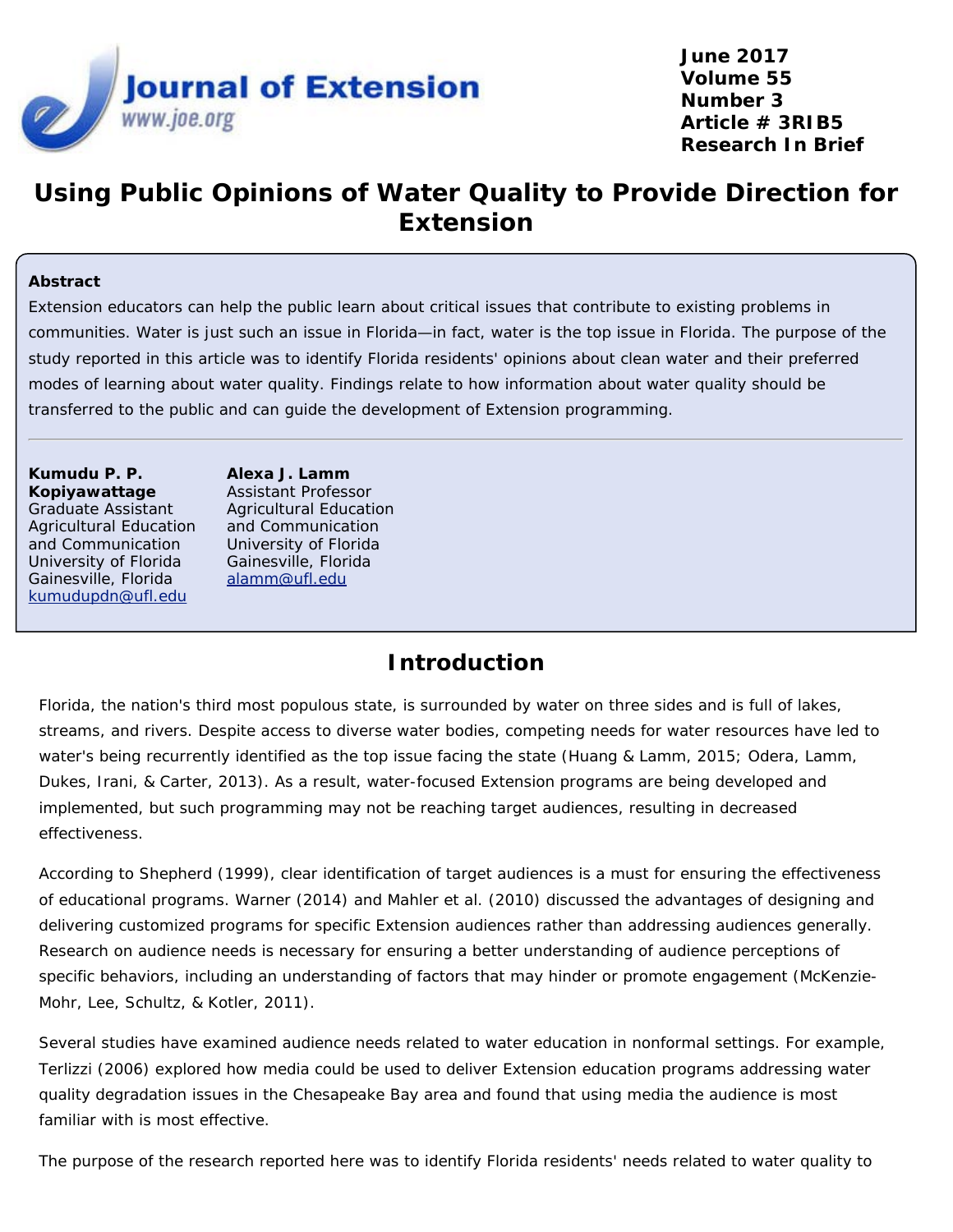# Using Public Opinions of Water Quality to Provide Direction for Extension

**Abstract**

Extension educators can help the public learn about critical issues that contribute to existing problems in communities. Water is just such an issue in Florida—in fact, water is the top issue in Florida. The purpose of the study reported in this article was to identify Florida residents' opinions about clean water and their preferred modes of learning about water quality. Findings relate to how information about water quality should be transferred to the public and can guide the development of Extension programming.

---

**Kumudu P. P. Kopiyawattage**
Graduate Assistant
Agricultural Education and Communication
University of Florida
Gainesville, Florida
kumudupdn@ufl.edu

**Alexa J. Lamm**
Assistant Professor
Agricultural Education and Communication
University of Florida
Gainesville, Florida
alamm@ufl.edu

## Introduction

Florida, the nation's third most populous state, is surrounded by water on three sides and is full of lakes, streams, and rivers. Despite access to diverse water bodies, competing needs for water resources have led to water's being recurrently identified as the top issue facing the state (Huang & Lamm, 2015; Odera, Lamm, Dukes, Irani, & Carter, 2013). As a result, water-focused Extension programs are being developed and implemented, but such programming may not be reaching target audiences, resulting in decreased effectiveness.

According to Shepherd (1999), clear identification of target audiences is a must for ensuring the effectiveness of educational programs. Warner (2014) and Mahler et al. (2010) discussed the advantages of designing and delivering customized programs for specific Extension audiences rather than addressing audiences generally. Research on audience needs is necessary for ensuring a better understanding of audience perceptions of specific behaviors, including an understanding of factors that may hinder or promote engagement (McKenzie-Mohr, Lee, Schultz, & Kotler, 2011).

Several studies have examined audience needs related to water education in nonformal settings. For example, Terlizzi (2006) explored how media could be used to deliver Extension education programs addressing water quality degradation issues in the Chesapeake Bay area and found that using media the audience is most familiar with is most effective.

The purpose of the research reported here was to identify Florida residents' needs related to water quality to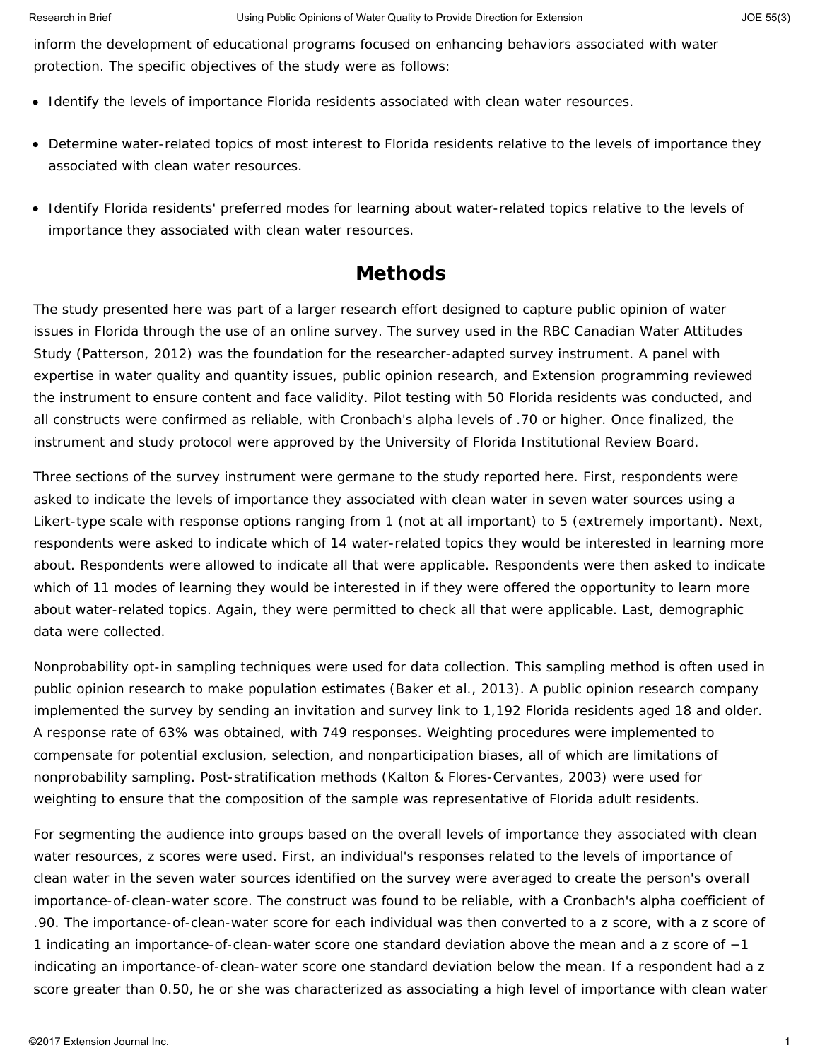inform the development of educational programs focused on enhancing behaviors associated with water protection. The specific objectives of the study were as follows:

- Identify the levels of importance Florida residents associated with clean water resources.
- Determine water-related topics of most interest to Florida residents relative to the levels of importance they associated with clean water resources.
- Identify Florida residents' preferred modes for learning about water-related topics relative to the levels of importance they associated with clean water resources.

## Methods

The study presented here was part of a larger research effort designed to capture public opinion of water issues in Florida through the use of an online survey. The survey used in the RBC Canadian Water Attitudes Study (Patterson, 2012) was the foundation for the researcher-adapted survey instrument. A panel with expertise in water quality and quantity issues, public opinion research, and Extension programming reviewed the instrument to ensure content and face validity. Pilot testing with 50 Florida residents was conducted, and all constructs were confirmed as reliable, with Cronbach's alpha levels of .70 or higher. Once finalized, the instrument and study protocol were approved by the University of Florida Institutional Review Board.

Three sections of the survey instrument were germane to the study reported here. First, respondents were asked to indicate the levels of importance they associated with clean water in seven water sources using a Likert-type scale with response options ranging from 1 (not at all important) to 5 (extremely important). Next, respondents were asked to indicate which of 14 water-related topics they would be interested in learning more about. Respondents were allowed to indicate all that were applicable. Respondents were then asked to indicate which of 11 modes of learning they would be interested in if they were offered the opportunity to learn more about water-related topics. Again, they were permitted to check all that were applicable. Last, demographic data were collected.

Nonprobability opt-in sampling techniques were used for data collection. This sampling method is often used in public opinion research to make population estimates (Baker et al., 2013). A public opinion research company implemented the survey by sending an invitation and survey link to 1,192 Florida residents aged 18 and older. A response rate of 63% was obtained, with 749 responses. Weighting procedures were implemented to compensate for potential exclusion, selection, and nonparticipation biases, all of which are limitations of nonprobability sampling. Post-stratification methods (Kalton & Flores-Cervantes, 2003) were used for weighting to ensure that the composition of the sample was representative of Florida adult residents.

For segmenting the audience into groups based on the overall levels of importance they associated with clean water resources, z scores were used. First, an individual's responses related to the levels of importance of clean water in the seven water sources identified on the survey were averaged to create the person's overall importance-of-clean-water score. The construct was found to be reliable, with a Cronbach's alpha coefficient of .90. The importance-of-clean-water score for each individual was then converted to a z score, with a z score of 1 indicating an importance-of-clean-water score one standard deviation above the mean and a z score of −1 indicating an importance-of-clean-water score one standard deviation below the mean. If a respondent had a z score greater than 0.50, he or she was characterized as associating a high level of importance with clean water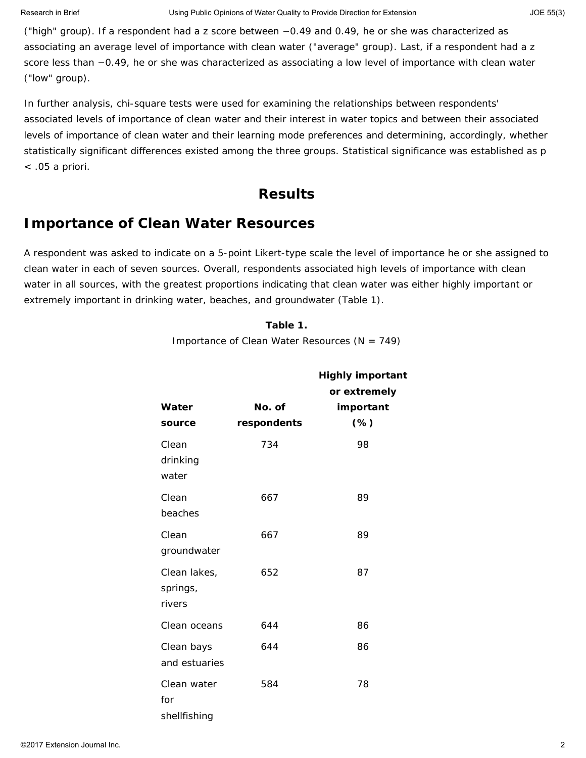("high" group). If a respondent had a z score between −0.49 and 0.49, he or she was characterized as associating an average level of importance with clean water ("average" group). Last, if a respondent had a z score less than −0.49, he or she was characterized as associating a low level of importance with clean water ("low" group).

In further analysis, chi-square tests were used for examining the relationships between respondents' associated levels of importance of clean water and their interest in water topics and between their associated levels of importance of clean water and their learning mode preferences and determining, accordingly, whether statistically significant differences existed among the three groups. Statistical significance was established as $p < .05$ a priori.

# Results

## Importance of Clean Water Resources

A respondent was asked to indicate on a 5-point Likert-type scale the level of importance he or she assigned to clean water in each of seven sources. Overall, respondents associated high levels of importance with clean water in all sources, with the greatest proportions indicating that clean water was either highly important or extremely important in drinking water, beaches, and groundwater (Table 1).

**Table 1.**
Importance of Clean Water Resources (N = 749)

| Water source | No. of respondents | Highly important or extremely important (%) |
|---|---|---|
| Clean drinking water | 734 | 98 |
| Clean beaches | 667 | 89 |
| Clean groundwater | 667 | 89 |
| Clean lakes, springs, rivers | 652 | 87 |
| Clean oceans | 644 | 86 |
| Clean bays and estuaries | 644 | 86 |
| Clean water for shellfishing | 584 | 78 |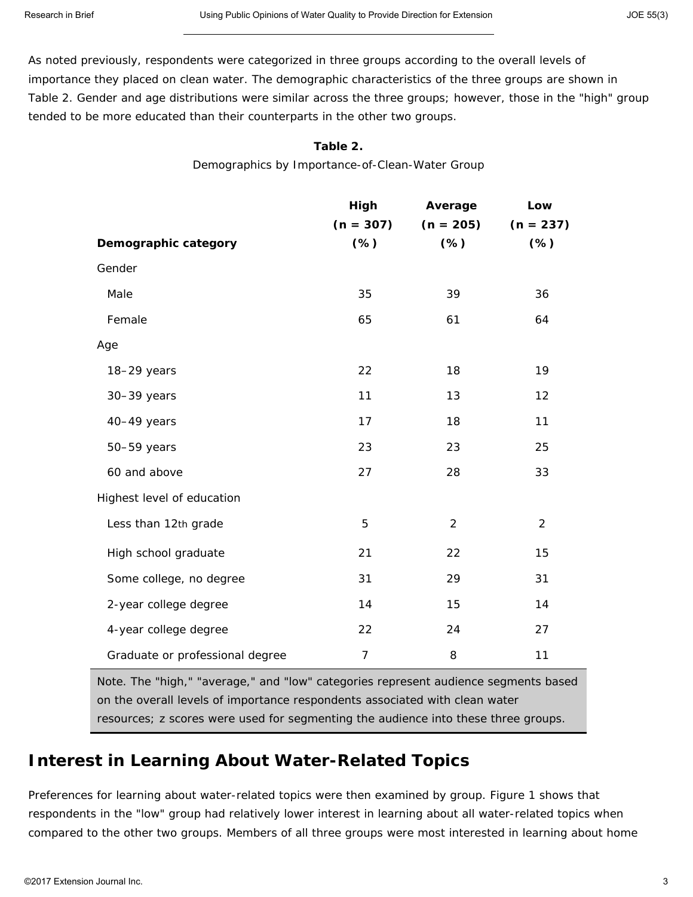As noted previously, respondents were categorized in three groups according to the overall levels of importance they placed on clean water. The demographic characteristics of the three groups are shown in Table 2. Gender and age distributions were similar across the three groups; however, those in the "high" group tended to be more educated than their counterparts in the other two groups.

**Table 2.**
Demographics by Importance-of-Clean-Water Group

| Demographic category | High (n = 307) (%) | Average (n = 205) (%) | Low (n = 237) (%) |
|---|---|---|---|
| Gender | | | |
| Male | 35 | 39 | 36 |
| Female | 65 | 61 | 64 |
| Age | | | |
| 18–29 years | 22 | 18 | 19 |
| 30–39 years | 11 | 13 | 12 |
| 40–49 years | 17 | 18 | 11 |
| 50–59 years | 23 | 23 | 25 |
| 60 and above | 27 | 28 | 33 |
| Highest level of education | | | |
| Less than 12th grade | 5 | 2 | 2 |
| High school graduate | 21 | 22 | 15 |
| Some college, no degree | 31 | 29 | 31 |
| 2-year college degree | 14 | 15 | 14 |
| 4-year college degree | 22 | 24 | 27 |
| Graduate or professional degree | 7 | 8 | 11 |

Note. The "high," "average," and "low" categories represent audience segments based on the overall levels of importance respondents associated with clean water resources; z scores were used for segmenting the audience into these three groups.

## Interest in Learning About Water-Related Topics

Preferences for learning about water-related topics were then examined by group. Figure 1 shows that respondents in the "low" group had relatively lower interest in learning about all water-related topics when compared to the other two groups. Members of all three groups were most interested in learning about home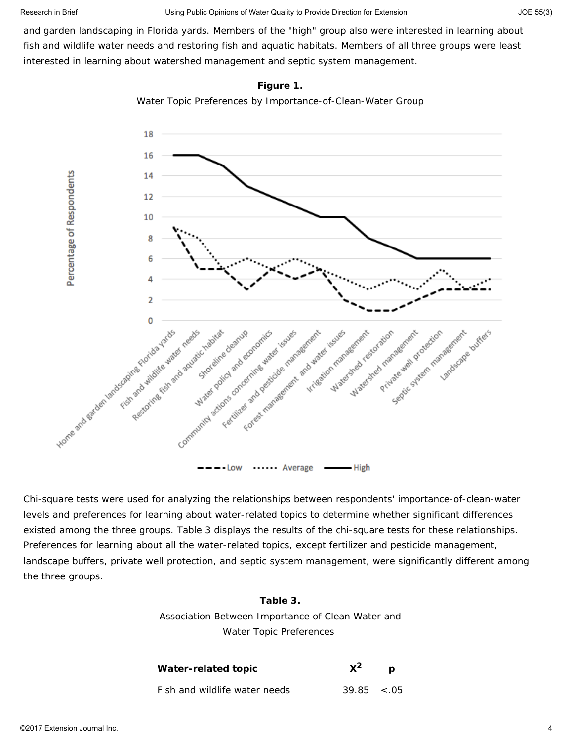and garden landscaping in Florida yards. Members of the "high" group also were interested in learning about fish and wildlife water needs and restoring fish and aquatic habitats. Members of all three groups were least interested in learning about watershed management and septic system management.

**Figure 1.**

Water Topic Preferences by Importance-of-Clean-Water Group

Chi-square tests were used for analyzing the relationships between respondents' importance-of-clean-water levels and preferences for learning about water-related topics to determine whether significant differences existed among the three groups. Table 3 displays the results of the chi-square tests for these relationships. Preferences for learning about all the water-related topics, except fertilizer and pesticide management, landscape buffers, private well protection, and septic system management, were significantly different among the three groups.

**Table 3.**

Association Between Importance of Clean Water and Water Topic Preferences

| Water-related topic | $X^2$ | p |
|---|---|---|
| Fish and wildlife water needs | 39.85 | <.05 |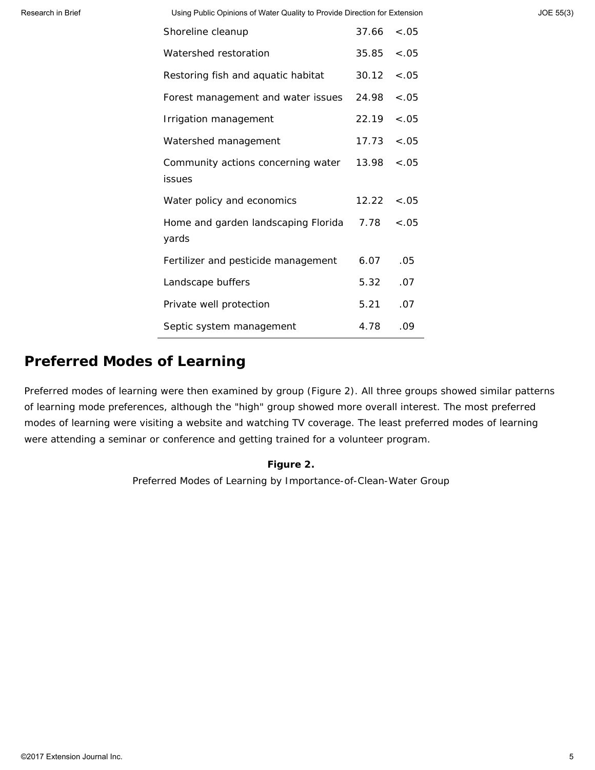| | | |
|---|---|---|
| Shoreline cleanup | 37.66 | <.05 |
| Watershed restoration | 35.85 | <.05 |
| Restoring fish and aquatic habitat | 30.12 | <.05 |
| Forest management and water issues | 24.98 | <.05 |
| Irrigation management | 22.19 | <.05 |
| Watershed management | 17.73 | <.05 |
| Community actions concerning water issues | 13.98 | <.05 |
| Water policy and economics | 12.22 | <.05 |
| Home and garden landscaping Florida yards | 7.78 | <.05 |
| Fertilizer and pesticide management | 6.07 | .05 |
| Landscape buffers | 5.32 | .07 |
| Private well protection | 5.21 | .07 |
| Septic system management | 4.78 | .09 |

## Preferred Modes of Learning

Preferred modes of learning were then examined by group (Figure 2). All three groups showed similar patterns of learning mode preferences, although the "high" group showed more overall interest. The most preferred modes of learning were visiting a website and watching TV coverage. The least preferred modes of learning were attending a seminar or conference and getting trained for a volunteer program.

**Figure 2.**

Preferred Modes of Learning by Importance-of-Clean-Water Group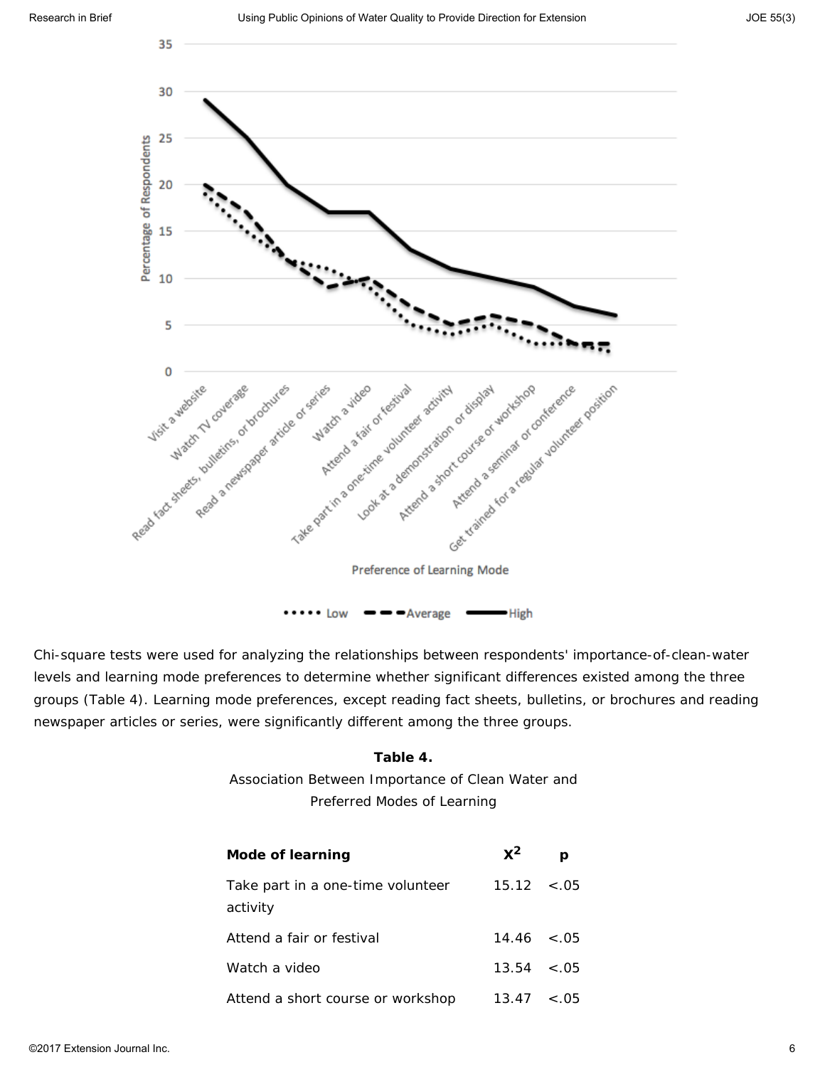Chi-square tests were used for analyzing the relationships between respondents' importance-of-clean-water levels and learning mode preferences to determine whether significant differences existed among the three groups (Table 4). Learning mode preferences, except reading fact sheets, bulletins, or brochures and reading newspaper articles or series, were significantly different among the three groups.

**Table 4.**

Association Between Importance of Clean Water and Preferred Modes of Learning

| Mode of learning | $X^2$ | p |
| --- | --- | --- |
| Take part in a one-time volunteer activity | 15.12 | <.05 |
| Attend a fair or festival | 14.46 | <.05 |
| Watch a video | 13.54 | <.05 |
| Attend a short course or workshop | 13.47 | <.05 |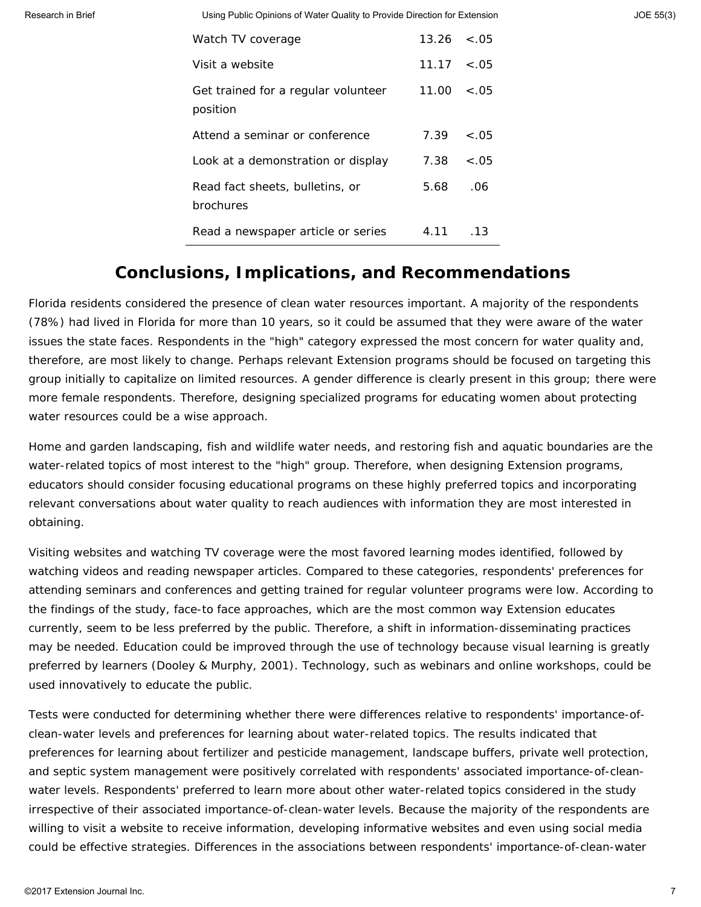| | | |
|---|---|---|
| Watch TV coverage | 13.26 | <.05 |
| Visit a website | 11.17 | <.05 |
| Get trained for a regular volunteer position | 11.00 | <.05 |
| Attend a seminar or conference | 7.39 | <.05 |
| Look at a demonstration or display | 7.38 | <.05 |
| Read fact sheets, bulletins, or brochures | 5.68 | .06 |
| Read a newspaper article or series | 4.11 | .13 |

## Conclusions, Implications, and Recommendations

Florida residents considered the presence of clean water resources important. A majority of the respondents (78%) had lived in Florida for more than 10 years, so it could be assumed that they were aware of the water issues the state faces. Respondents in the "high" category expressed the most concern for water quality and, therefore, are most likely to change. Perhaps relevant Extension programs should be focused on targeting this group initially to capitalize on limited resources. A gender difference is clearly present in this group; there were more female respondents. Therefore, designing specialized programs for educating women about protecting water resources could be a wise approach.

Home and garden landscaping, fish and wildlife water needs, and restoring fish and aquatic boundaries are the water-related topics of most interest to the "high" group. Therefore, when designing Extension programs, educators should consider focusing educational programs on these highly preferred topics and incorporating relevant conversations about water quality to reach audiences with information they are most interested in obtaining.

Visiting websites and watching TV coverage were the most favored learning modes identified, followed by watching videos and reading newspaper articles. Compared to these categories, respondents' preferences for attending seminars and conferences and getting trained for regular volunteer programs were low. According to the findings of the study, face-to face approaches, which are the most common way Extension educates currently, seem to be less preferred by the public. Therefore, a shift in information-disseminating practices may be needed. Education could be improved through the use of technology because visual learning is greatly preferred by learners (Dooley & Murphy, 2001). Technology, such as webinars and online workshops, could be used innovatively to educate the public.

Tests were conducted for determining whether there were differences relative to respondents' importance-of-clean-water levels and preferences for learning about water-related topics. The results indicated that preferences for learning about fertilizer and pesticide management, landscape buffers, private well protection, and septic system management were positively correlated with respondents' associated importance-of-clean-water levels. Respondents' preferred to learn more about other water-related topics considered in the study irrespective of their associated importance-of-clean-water levels. Because the majority of the respondents are willing to visit a website to receive information, developing informative websites and even using social media could be effective strategies. Differences in the associations between respondents' importance-of-clean-water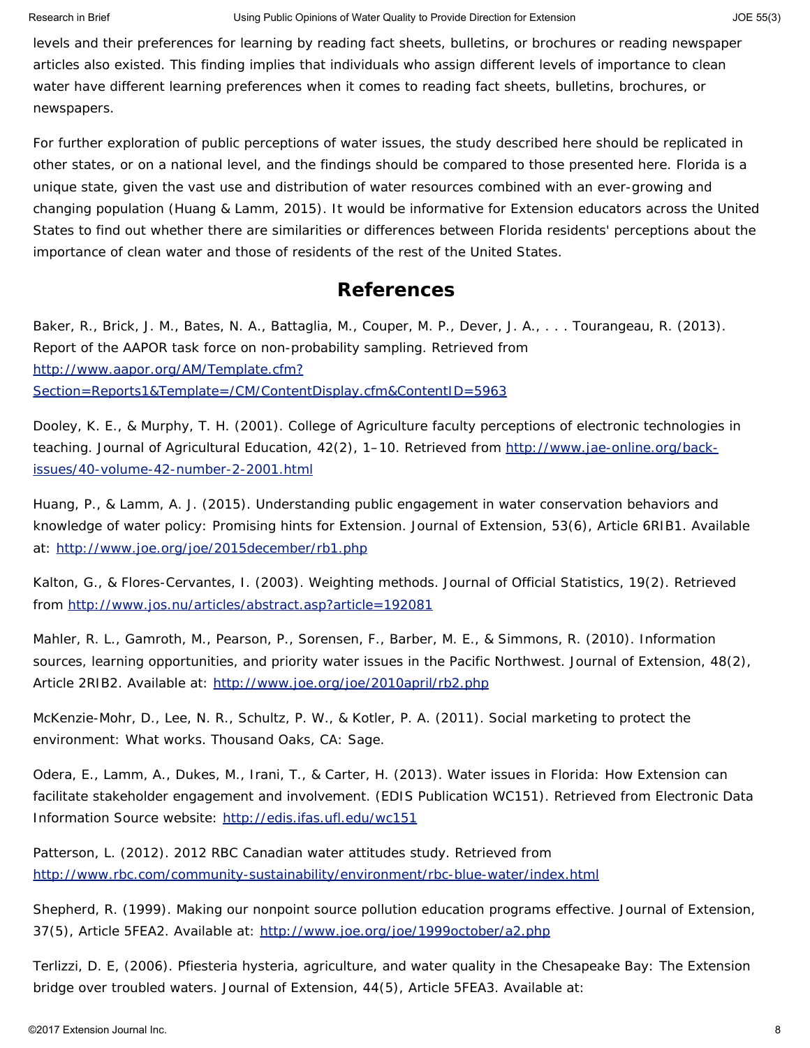levels and their preferences for learning by reading fact sheets, bulletins, or brochures or reading newspaper articles also existed. This finding implies that individuals who assign different levels of importance to clean water have different learning preferences when it comes to reading fact sheets, bulletins, brochures, or newspapers.

For further exploration of public perceptions of water issues, the study described here should be replicated in other states, or on a national level, and the findings should be compared to those presented here. Florida is a unique state, given the vast use and distribution of water resources combined with an ever-growing and changing population (Huang & Lamm, 2015). It would be informative for Extension educators across the United States to find out whether there are similarities or differences between Florida residents' perceptions about the importance of clean water and those of residents of the rest of the United States.

## References

Baker, R., Brick, J. M., Bates, N. A., Battaglia, M., Couper, M. P., Dever, J. A., . . . Tourangeau, R. (2013). Report of the AAPOR task force on non-probability sampling. Retrieved from http://www.aapor.org/AM/Template.cfm?Section=Reports1&Template=/CM/ContentDisplay.cfm&ContentID=5963

Dooley, K. E., & Murphy, T. H. (2001). College of Agriculture faculty perceptions of electronic technologies in teaching. Journal of Agricultural Education, 42(2), 1–10. Retrieved from http://www.jae-online.org/back-issues/40-volume-42-number-2-2001.html

Huang, P., & Lamm, A. J. (2015). Understanding public engagement in water conservation behaviors and knowledge of water policy: Promising hints for Extension. Journal of Extension, 53(6), Article 6RIB1. Available at: http://www.joe.org/joe/2015december/rb1.php

Kalton, G., & Flores-Cervantes, I. (2003). Weighting methods. Journal of Official Statistics, 19(2). Retrieved from http://www.jos.nu/articles/abstract.asp?article=192081

Mahler, R. L., Gamroth, M., Pearson, P., Sorensen, F., Barber, M. E., & Simmons, R. (2010). Information sources, learning opportunities, and priority water issues in the Pacific Northwest. Journal of Extension, 48(2), Article 2RIB2. Available at: http://www.joe.org/joe/2010april/rb2.php

McKenzie-Mohr, D., Lee, N. R., Schultz, P. W., & Kotler, P. A. (2011). Social marketing to protect the environment: What works. Thousand Oaks, CA: Sage.

Odera, E., Lamm, A., Dukes, M., Irani, T., & Carter, H. (2013). Water issues in Florida: How Extension can facilitate stakeholder engagement and involvement. (EDIS Publication WC151). Retrieved from Electronic Data Information Source website: http://edis.ifas.ufl.edu/wc151

Patterson, L. (2012). 2012 RBC Canadian water attitudes study. Retrieved from http://www.rbc.com/community-sustainability/environment/rbc-blue-water/index.html

Shepherd, R. (1999). Making our nonpoint source pollution education programs effective. Journal of Extension, 37(5), Article 5FEA2. Available at: http://www.joe.org/joe/1999october/a2.php

Terlizzi, D. E, (2006). Pfiesteria hysteria, agriculture, and water quality in the Chesapeake Bay: The Extension bridge over troubled waters. Journal of Extension, 44(5), Article 5FEA3. Available at: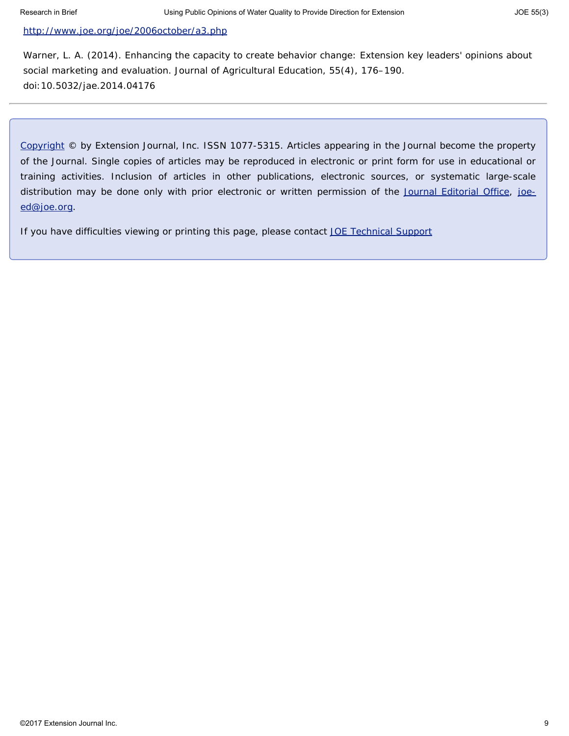http://www.joe.org/joe/2006october/a3.php

Warner, L. A. (2014). Enhancing the capacity to create behavior change: Extension key leaders' opinions about social marketing and evaluation. Journal of Agricultural Education, 55(4), 176–190. doi:10.5032/jae.2014.04176

---

Copyright © by Extension Journal, Inc. ISSN 1077-5315. Articles appearing in the Journal become the property of the Journal. Single copies of articles may be reproduced in electronic or print form for use in educational or training activities. Inclusion of articles in other publications, electronic sources, or systematic large-scale distribution may be done only with prior electronic or written permission of the Journal Editorial Office, joe-ed@joe.org.

If you have difficulties viewing or printing this page, please contact JOE Technical Support